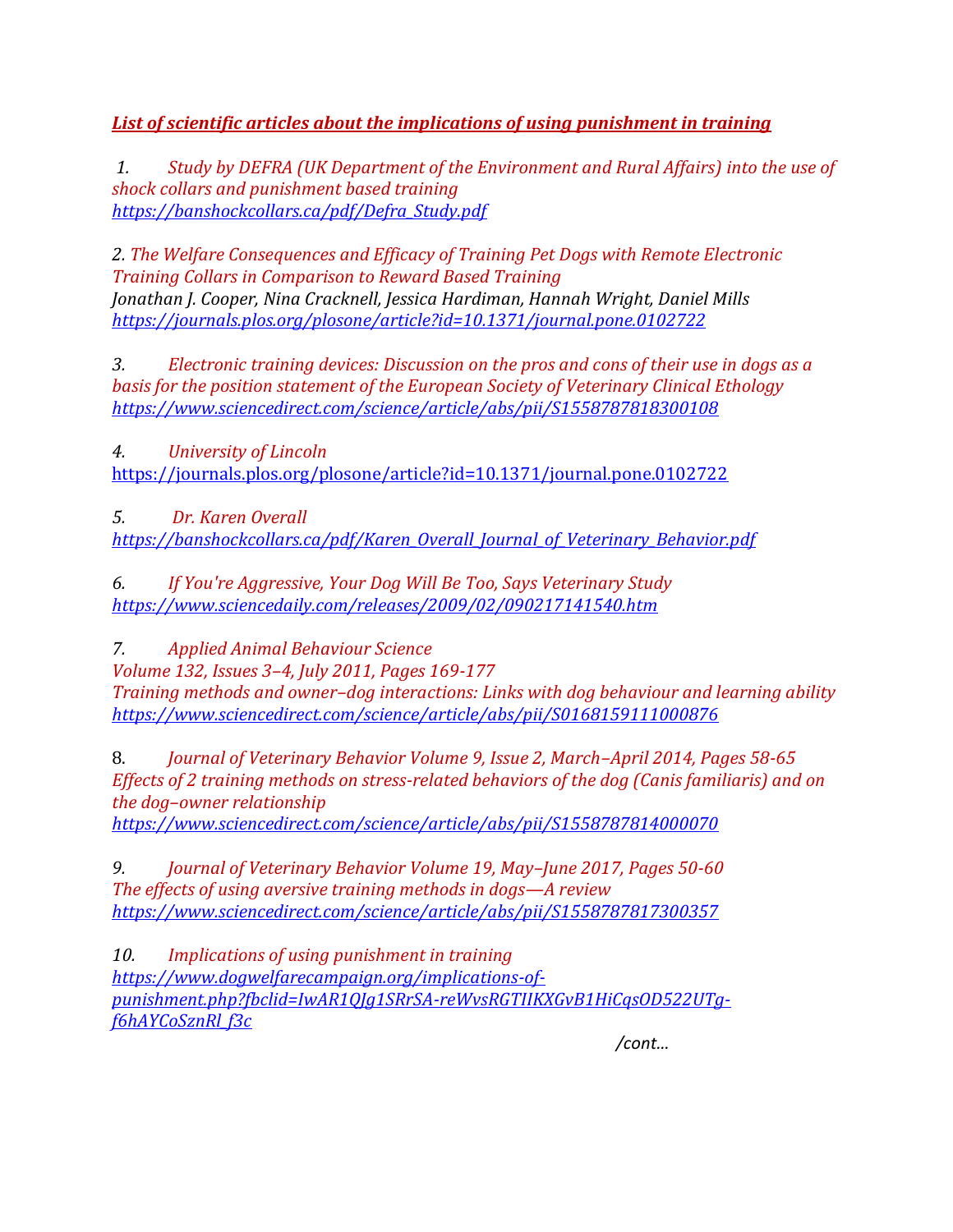***List of scientific articles about the implications of using punishment in training***

1. *Study by DEFRA (UK Department of the Environment and Rural Affairs) into the use of shock collars and punishment based training*
*https://banshockcollars.ca/pdf/Defra_Study.pdf*

2. *The Welfare Consequences and Efficacy of Training Pet Dogs with Remote Electronic Training Collars in Comparison to Reward Based Training*
*Jonathan J. Cooper, Nina Cracknell, Jessica Hardiman, Hannah Wright, Daniel Mills*
*https://journals.plos.org/plosone/article?id=10.1371/journal.pone.0102722*

3. *Electronic training devices: Discussion on the pros and cons of their use in dogs as a basis for the position statement of the European Society of Veterinary Clinical Ethology*
*https://www.sciencedirect.com/science/article/abs/pii/S1558787818300108*

4. *University of Lincoln*
https://journals.plos.org/plosone/article?id=10.1371/journal.pone.0102722

5. *Dr. Karen Overall*
*https://banshockcollars.ca/pdf/Karen_Overall_Journal_of_Veterinary_Behavior.pdf*

6. *If You're Aggressive, Your Dog Will Be Too, Says Veterinary Study*
*https://www.sciencedaily.com/releases/2009/02/090217141540.htm*

7. *Applied Animal Behaviour Science*
*Volume 132, Issues 3–4, July 2011, Pages 169-177*
*Training methods and owner–dog interactions: Links with dog behaviour and learning ability*
*https://www.sciencedirect.com/science/article/abs/pii/S0168159111000876*

8. *Journal of Veterinary Behavior Volume 9, Issue 2, March–April 2014, Pages 58-65*
*Effects of 2 training methods on stress-related behaviors of the dog (Canis familiaris) and on the dog–owner relationship*
*https://www.sciencedirect.com/science/article/abs/pii/S1558787814000070*

9. *Journal of Veterinary Behavior Volume 19, May–June 2017, Pages 50-60*
*The effects of using aversive training methods in dogs—A review*
*https://www.sciencedirect.com/science/article/abs/pii/S1558787817300357*

10. *Implications of using punishment in training*
*https://www.dogwelfarecampaign.org/implications-of-punishment.php?fbclid=IwAR1QJg1SRrSA-reWvsRGTIIKXGvB1HiCqsOD522UTg-f6hAYCoSznRl_f3c*

*/cont…*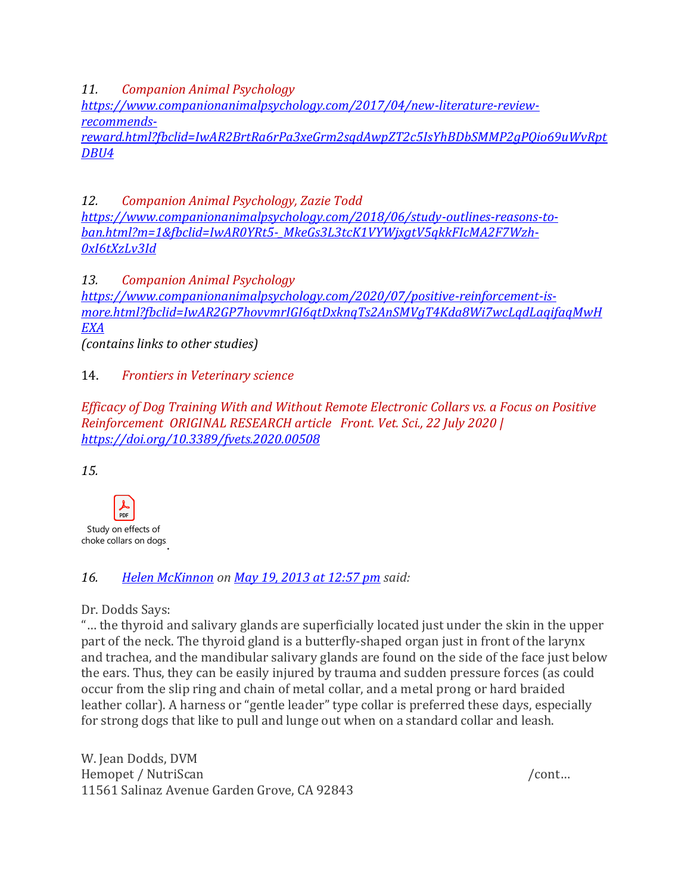*11. Companion Animal Psychology*
*https://www.companionanimalpsychology.com/2017/04/new-literature-review-recommends-reward.html?fbclid=IwAR2BrtRa6rPa3xeGrm2sqdAwpZT2c5IsYhBDbSMMP2gPQio69uWvRptDBU4*

*12. Companion Animal Psychology, Zazie Todd*
*https://www.companionanimalpsychology.com/2018/06/study-outlines-reasons-to-ban.html?m=1&fbclid=IwAR0YRt5-_MkeGs3L3tcK1VYWjxgtV5qkkFIcMA2F7Wzh-0xI6tXzLv3Id*

*13. Companion Animal Psychology*
*https://www.companionanimalpsychology.com/2020/07/positive-reinforcement-is-more.html?fbclid=IwAR2GP7hovvmrIGI6qtDxknqTs2AnSMVgT4Kda8Wi7wcLqdLaqifaqMwHEXA*
*(contains links to other studies)*

14. *Frontiers in Veterinary science*

*Efficacy of Dog Training With and Without Remote Electronic Collars vs. a Focus on Positive Reinforcement ORIGINAL RESEARCH article Front. Vet. Sci., 22 July 2020 | https://doi.org/10.3389/fvets.2020.00508*

*15.*

Study on effects of choke collars on dogs.

*16. Helen McKinnon on May 19, 2013 at 12:57 pm said:*

Dr. Dodds Says:
"… the thyroid and salivary glands are superficially located just under the skin in the upper part of the neck. The thyroid gland is a butterfly-shaped organ just in front of the larynx and trachea, and the mandibular salivary glands are found on the side of the face just below the ears. Thus, they can be easily injured by trauma and sudden pressure forces (as could occur from the slip ring and chain of metal collar, and a metal prong or hard braided leather collar). A harness or "gentle leader" type collar is preferred these days, especially for strong dogs that like to pull and lunge out when on a standard collar and leash.

W. Jean Dodds, DVM
Hemopet / NutriScan
11561 Salinaz Avenue Garden Grove, CA 92843

/cont…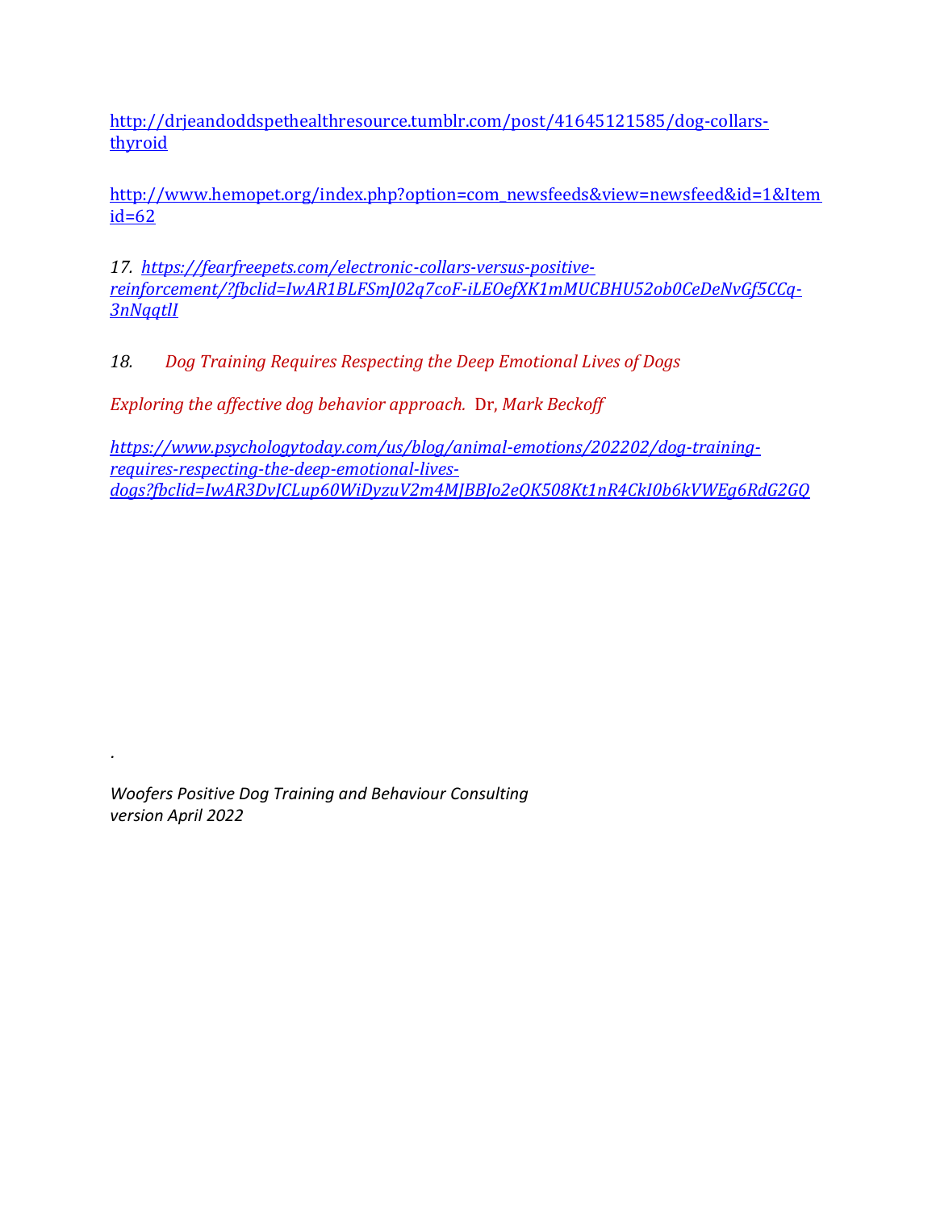http://drjeandoddspethealthresource.tumblr.com/post/41645121585/dog-collars-thyroid

http://www.hemopet.org/index.php?option=com_newsfeeds&view=newsfeed&id=1&Itemid=62

*17. https://fearfreepets.com/electronic-collars-versus-positive-reinforcement/?fbclid=IwAR1BLFSmJ02q7coF-iLEOefXK1mMUCBHU52ob0CeDeNvGf5CCq-3nNqqtlI*

*18. Dog Training Requires Respecting the Deep Emotional Lives of Dogs*

*Exploring the affective dog behavior approach.* Dr, *Mark Beckoff*

*https://www.psychologytoday.com/us/blog/animal-emotions/202202/dog-training-requires-respecting-the-deep-emotional-lives-dogs?fbclid=IwAR3DvJCLup60WiDyzuV2m4MJBBJo2eQK508Kt1nR4CkI0b6kVWEg6RdG2GQ*

.

*Woofers Positive Dog Training and Behaviour Consulting*
*version April 2022*